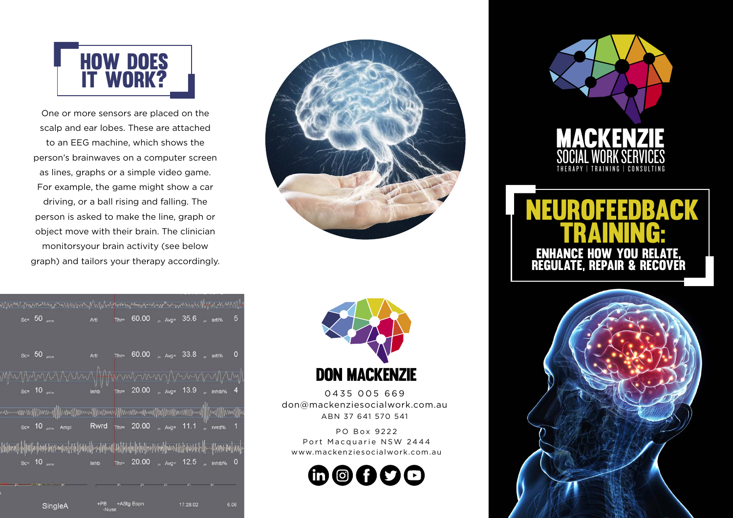## HOW DOES IT WORK?

One or more sensors are placed on the scalp and ear lobes. These are attached to an EEG machine, which shows the person's brainwaves on a computer screen as lines, graphs or a simple video game. For example, the game might show a car driving, or a ball rising and falling. The person is asked to make the line, graph or object move with their brain. The clinician monitorsyour brain activity (see below graph) and tailors your therapy accordingly.

Sc= 50 Arti Thr= 60.00 Avg= 35.6 arti% 5

Sc= 50 Arti Thr= 60.00 Avg= 33.8 arti% 0

Sc= 10 Inhb Thr= 20.00 Avg= 13.9 inhib% 4

Sc= 10 Ampl Rwrd Thr= 20.00 Avg= 11.1 rwrd% 1

Sc= 10 Inhb Thr= 20.00 Avg= 12.5 inhib% 0

SingleA +PB -Nuse +AStg Eopn 17:28:02 6.06

## DON MACKENZIE

0435 005 669
don@mackenziesocialwork.com.au
ABN 37 641 570 541

PO Box 9222
Port Macquarie NSW 2444
www.mackenziesocialwork.com.au

# MACKENZIE SOCIAL WORK SERVICES

THERAPY | TRAINING | CONSULTING

# NEUROFEEDBACK TRAINING:

## ENHANCE HOW YOU RELATE, REGULATE, REPAIR & RECOVER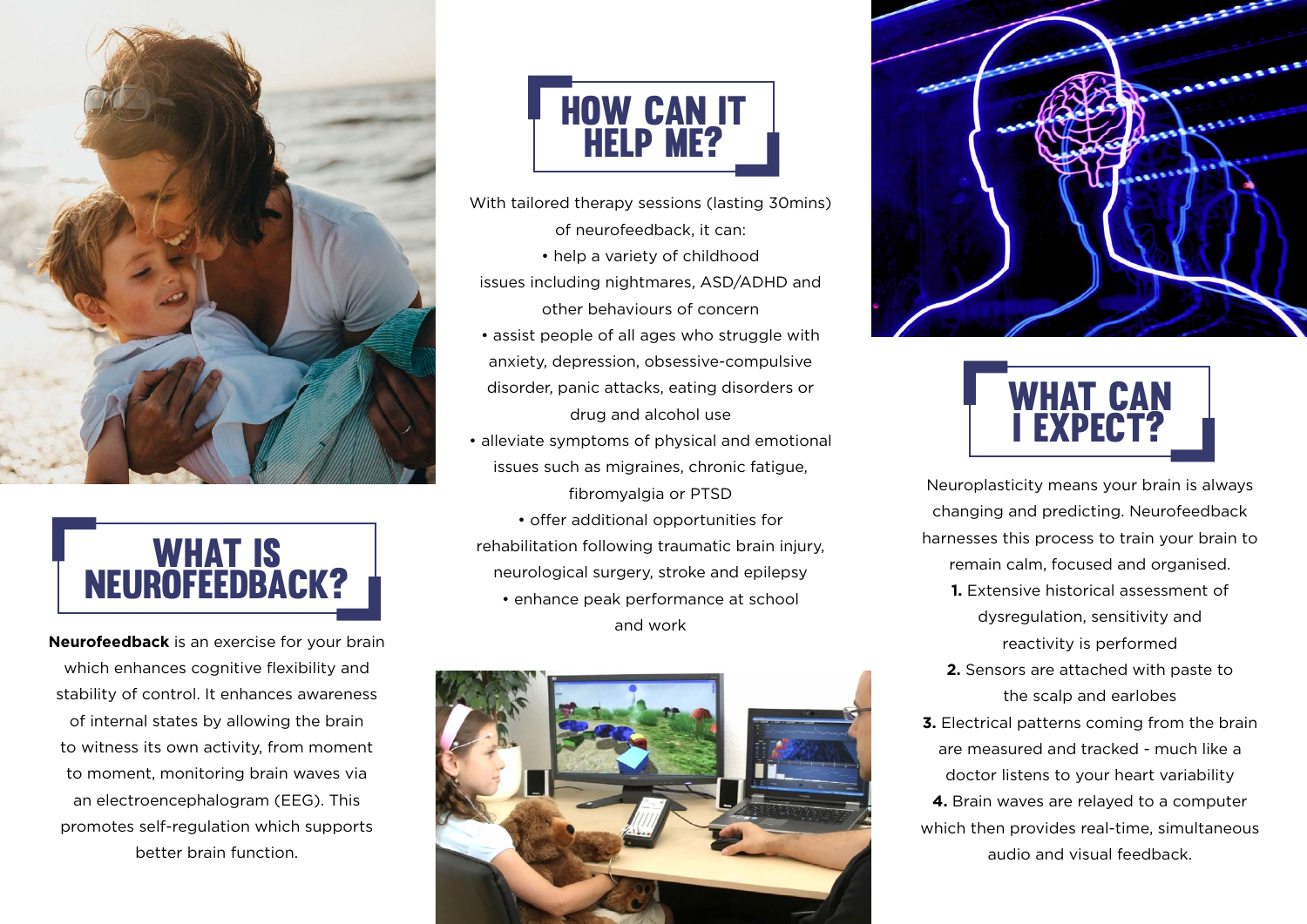## WHAT IS NEUROFEEDBACK?

**Neurofeedback** is an exercise for your brain which enhances cognitive flexibility and stability of control. It enhances awareness of internal states by allowing the brain to witness its own activity, from moment to moment, monitoring brain waves via an electroencephalogram (EEG). This promotes self-regulation which supports better brain function.

## HOW CAN IT HELP ME?

With tailored therapy sessions (lasting 30mins) of neurofeedback, it can:

- help a variety of childhood issues including nightmares, ASD/ADHD and other behaviours of concern
- assist people of all ages who struggle with anxiety, depression, obsessive-compulsive disorder, panic attacks, eating disorders or drug and alcohol use
- alleviate symptoms of physical and emotional issues such as migraines, chronic fatigue, fibromyalgia or PTSD
- offer additional opportunities for rehabilitation following traumatic brain injury, neurological surgery, stroke and epilepsy
- enhance peak performance at school and work

## WHAT CAN I EXPECT?

Neuroplasticity means your brain is always changing and predicting. Neurofeedback harnesses this process to train your brain to remain calm, focused and organised.

1. Extensive historical assessment of dysregulation, sensitivity and reactivity is performed
2. Sensors are attached with paste to the scalp and earlobes
3. Electrical patterns coming from the brain are measured and tracked - much like a doctor listens to your heart variability
4. Brain waves are relayed to a computer which then provides real-time, simultaneous audio and visual feedback.